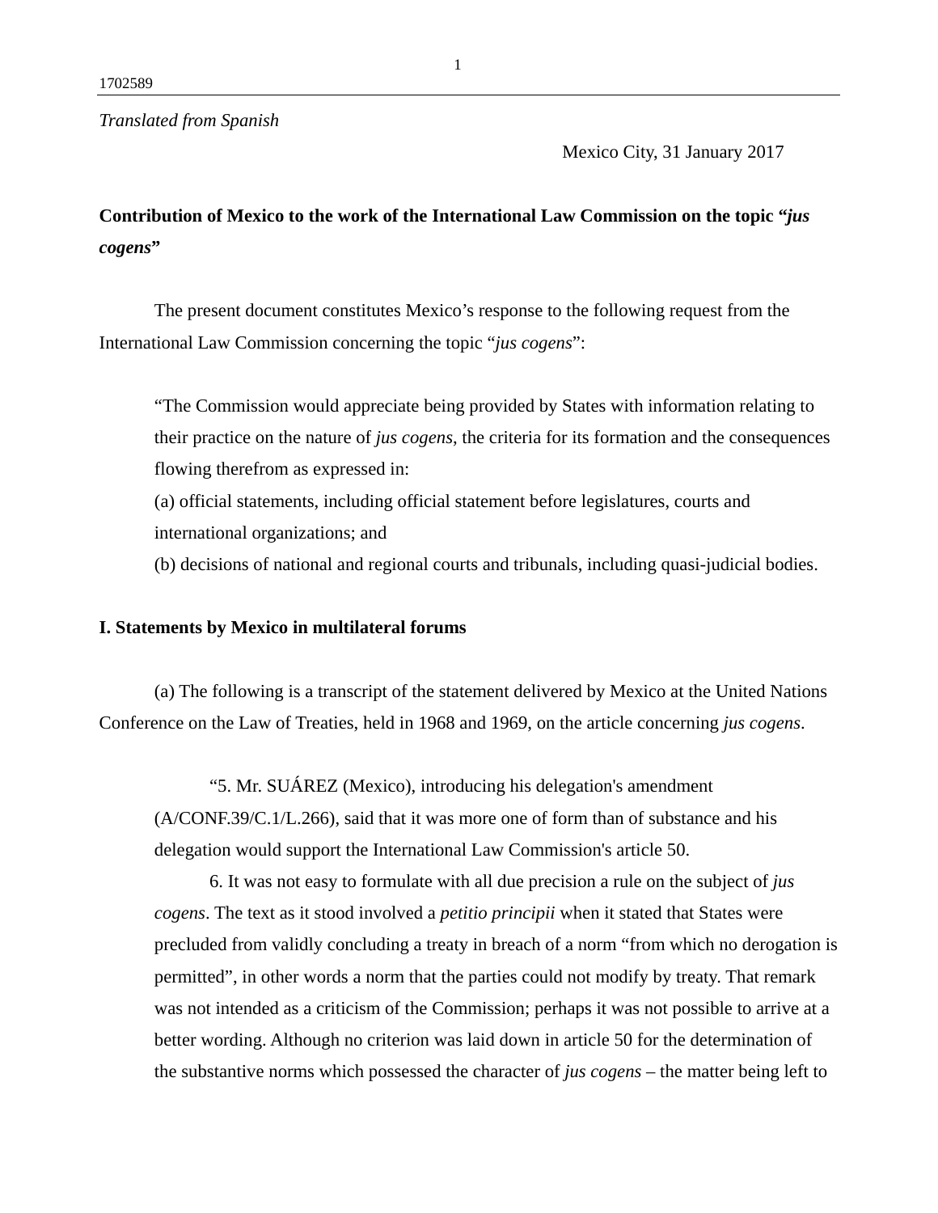*Translated from Spanish*

Mexico City, 31 January 2017

## Contribution of Mexico to the work of the International Law Commission on the topic "*jus cogens*"

The present document constitutes Mexico's response to the following request from the International Law Commission concerning the topic "*jus cogens*":

> "The Commission would appreciate being provided by States with information relating to their practice on the nature of *jus cogens*, the criteria for its formation and the consequences flowing therefrom as expressed in:
> (a) official statements, including official statement before legislatures, courts and international organizations; and
> (b) decisions of national and regional courts and tribunals, including quasi-judicial bodies.

### I. Statements by Mexico in multilateral forums

(a) The following is a transcript of the statement delivered by Mexico at the United Nations Conference on the Law of Treaties, held in 1968 and 1969, on the article concerning *jus cogens*.

> "5. Mr. SUÁREZ (Mexico), introducing his delegation's amendment (A/CONF.39/C.1/L.266), said that it was more one of form than of substance and his delegation would support the International Law Commission's article 50.
>
> 6. It was not easy to formulate with all due precision a rule on the subject of *jus cogens*. The text as it stood involved a *petitio principii* when it stated that States were precluded from validly concluding a treaty in breach of a norm "from which no derogation is permitted", in other words a norm that the parties could not modify by treaty. That remark was not intended as a criticism of the Commission; perhaps it was not possible to arrive at a better wording. Although no criterion was laid down in article 50 for the determination of the substantive norms which possessed the character of *jus cogens* – the matter being left to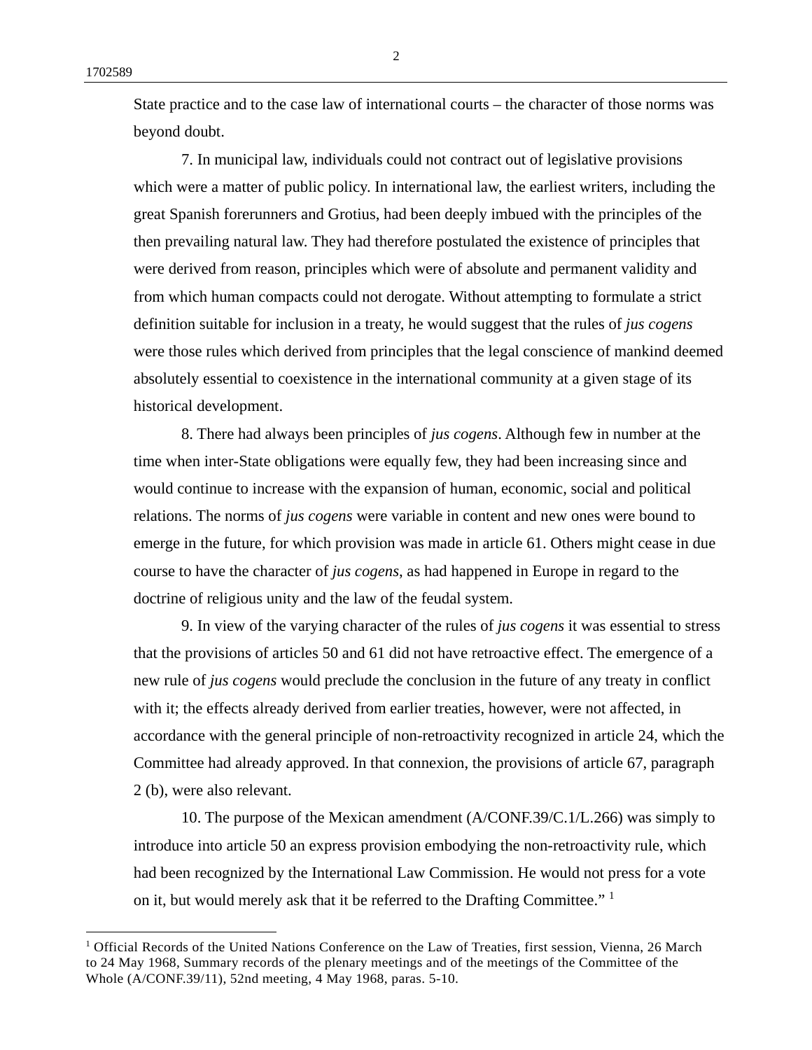State practice and to the case law of international courts – the character of those norms was beyond doubt.

7. In municipal law, individuals could not contract out of legislative provisions which were a matter of public policy. In international law, the earliest writers, including the great Spanish forerunners and Grotius, had been deeply imbued with the principles of the then prevailing natural law. They had therefore postulated the existence of principles that were derived from reason, principles which were of absolute and permanent validity and from which human compacts could not derogate. Without attempting to formulate a strict definition suitable for inclusion in a treaty, he would suggest that the rules of *jus cogens* were those rules which derived from principles that the legal conscience of mankind deemed absolutely essential to coexistence in the international community at a given stage of its historical development.

8. There had always been principles of *jus cogens*. Although few in number at the time when inter-State obligations were equally few, they had been increasing since and would continue to increase with the expansion of human, economic, social and political relations. The norms of *jus cogens* were variable in content and new ones were bound to emerge in the future, for which provision was made in article 61. Others might cease in due course to have the character of *jus cogens*, as had happened in Europe in regard to the doctrine of religious unity and the law of the feudal system.

9. In view of the varying character of the rules of *jus cogens* it was essential to stress that the provisions of articles 50 and 61 did not have retroactive effect. The emergence of a new rule of *jus cogens* would preclude the conclusion in the future of any treaty in conflict with it; the effects already derived from earlier treaties, however, were not affected, in accordance with the general principle of non-retroactivity recognized in article 24, which the Committee had already approved. In that connexion, the provisions of article 67, paragraph 2 (b), were also relevant.

10. The purpose of the Mexican amendment (A/CONF.39/C.1/L.266) was simply to introduce into article 50 an express provision embodying the non-retroactivity rule, which had been recognized by the International Law Commission. He would not press for a vote on it, but would merely ask that it be referred to the Drafting Committee." [1]

---

[1] Official Records of the United Nations Conference on the Law of Treaties, first session, Vienna, 26 March to 24 May 1968, Summary records of the plenary meetings and of the meetings of the Committee of the Whole (A/CONF.39/11), 52nd meeting, 4 May 1968, paras. 5-10.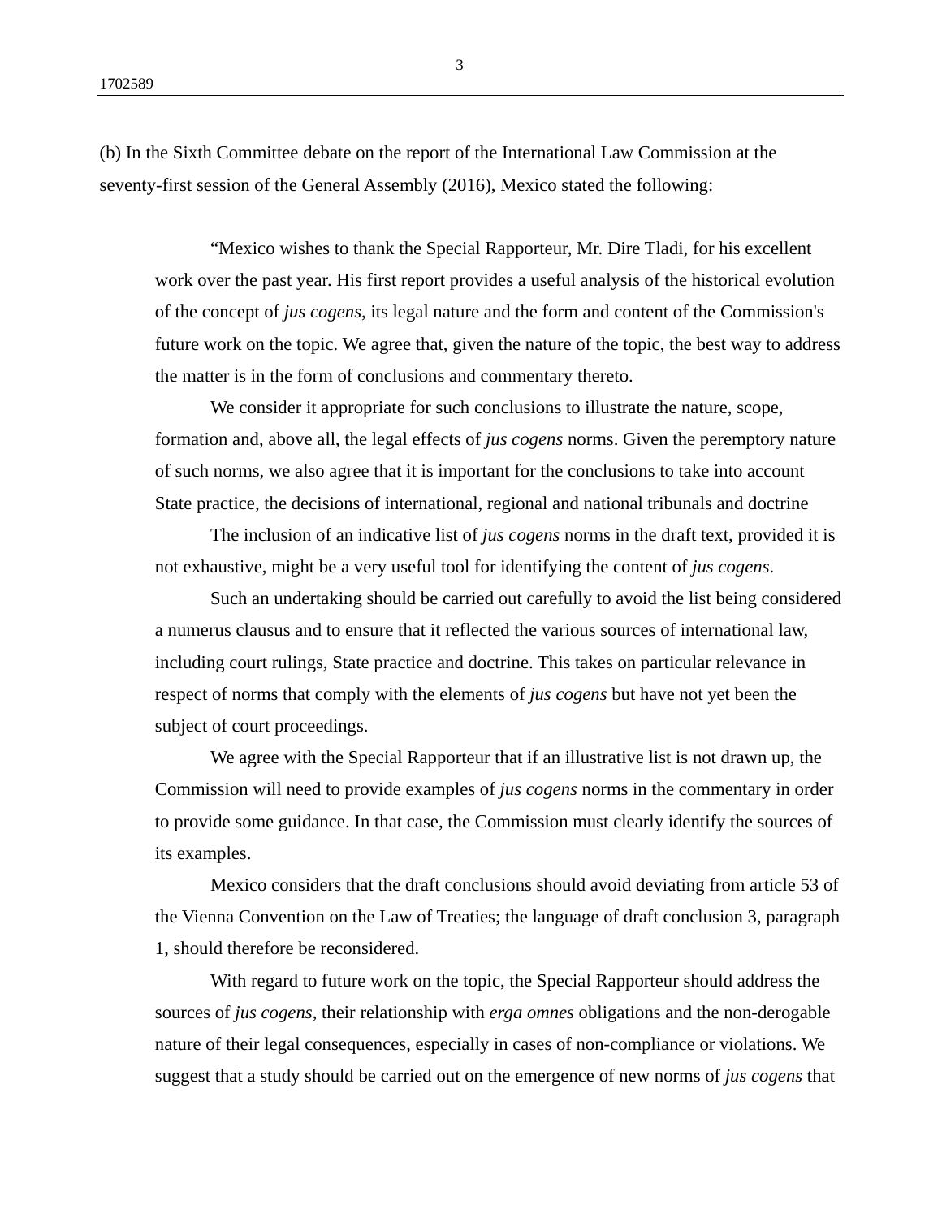(b) In the Sixth Committee debate on the report of the International Law Commission at the seventy-first session of the General Assembly (2016), Mexico stated the following:

> "Mexico wishes to thank the Special Rapporteur, Mr. Dire Tladi, for his excellent work over the past year. His first report provides a useful analysis of the historical evolution of the concept of *jus cogens*, its legal nature and the form and content of the Commission's future work on the topic. We agree that, given the nature of the topic, the best way to address the matter is in the form of conclusions and commentary thereto.
>
> We consider it appropriate for such conclusions to illustrate the nature, scope, formation and, above all, the legal effects of *jus cogens* norms. Given the peremptory nature of such norms, we also agree that it is important for the conclusions to take into account State practice, the decisions of international, regional and national tribunals and doctrine
>
> The inclusion of an indicative list of *jus cogens* norms in the draft text, provided it is not exhaustive, might be a very useful tool for identifying the content of *jus cogens*.
>
> Such an undertaking should be carried out carefully to avoid the list being considered a numerus clausus and to ensure that it reflected the various sources of international law, including court rulings, State practice and doctrine. This takes on particular relevance in respect of norms that comply with the elements of *jus cogens* but have not yet been the subject of court proceedings.
>
> We agree with the Special Rapporteur that if an illustrative list is not drawn up, the Commission will need to provide examples of *jus cogens* norms in the commentary in order to provide some guidance. In that case, the Commission must clearly identify the sources of its examples.
>
> Mexico considers that the draft conclusions should avoid deviating from article 53 of the Vienna Convention on the Law of Treaties; the language of draft conclusion 3, paragraph 1, should therefore be reconsidered.
>
> With regard to future work on the topic, the Special Rapporteur should address the sources of *jus cogens*, their relationship with *erga omnes* obligations and the non-derogable nature of their legal consequences, especially in cases of non-compliance or violations. We suggest that a study should be carried out on the emergence of new norms of *jus cogens* that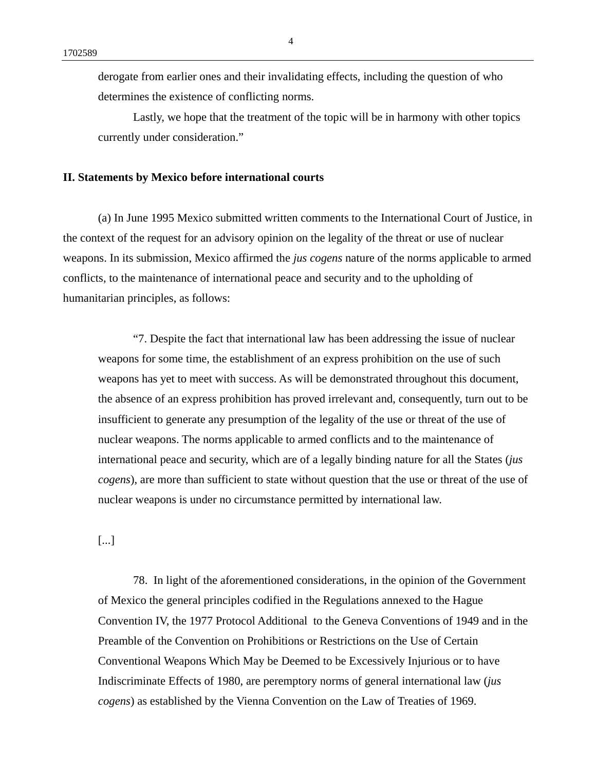derogate from earlier ones and their invalidating effects, including the question of who determines the existence of conflicting norms.

Lastly, we hope that the treatment of the topic will be in harmony with other topics currently under consideration."

## II. Statements by Mexico before international courts

(a) In June 1995 Mexico submitted written comments to the International Court of Justice, in the context of the request for an advisory opinion on the legality of the threat or use of nuclear weapons. In its submission, Mexico affirmed the *jus cogens* nature of the norms applicable to armed conflicts, to the maintenance of international peace and security and to the upholding of humanitarian principles, as follows:

> "7. Despite the fact that international law has been addressing the issue of nuclear weapons for some time, the establishment of an express prohibition on the use of such weapons has yet to meet with success. As will be demonstrated throughout this document, the absence of an express prohibition has proved irrelevant and, consequently, turn out to be insufficient to generate any presumption of the legality of the use or threat of the use of nuclear weapons. The norms applicable to armed conflicts and to the maintenance of international peace and security, which are of a legally binding nature for all the States (*jus cogens*), are more than sufficient to state without question that the use or threat of the use of nuclear weapons is under no circumstance permitted by international law.
>
> [...]
>
> 78. In light of the aforementioned considerations, in the opinion of the Government of Mexico the general principles codified in the Regulations annexed to the Hague Convention IV, the 1977 Protocol Additional to the Geneva Conventions of 1949 and in the Preamble of the Convention on Prohibitions or Restrictions on the Use of Certain Conventional Weapons Which May be Deemed to be Excessively Injurious or to have Indiscriminate Effects of 1980, are peremptory norms of general international law (*jus cogens*) as established by the Vienna Convention on the Law of Treaties of 1969.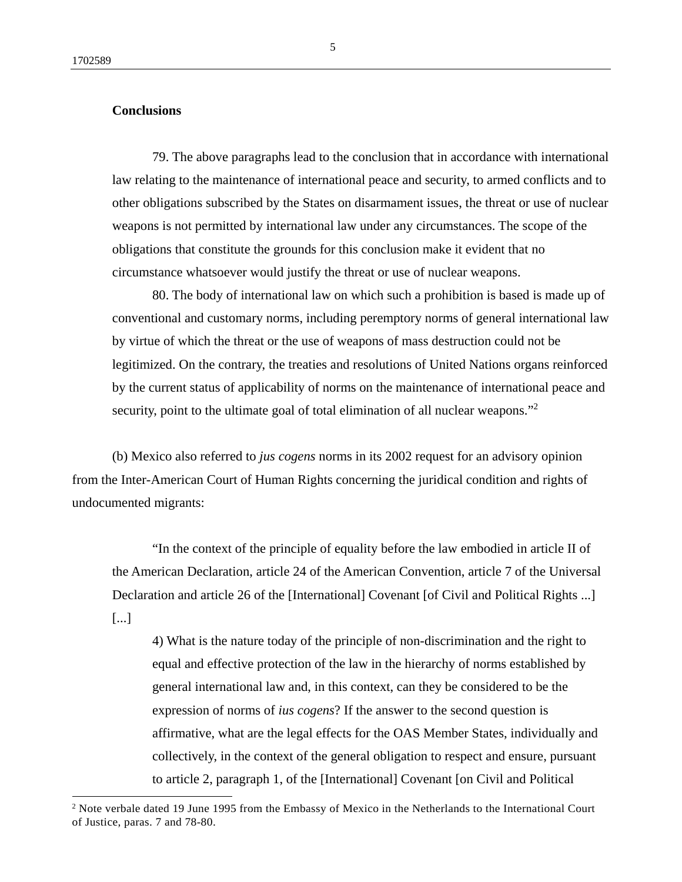**Conclusions**

> 79. The above paragraphs lead to the conclusion that in accordance with international law relating to the maintenance of international peace and security, to armed conflicts and to other obligations subscribed by the States on disarmament issues, the threat or use of nuclear weapons is not permitted by international law under any circumstances. The scope of the obligations that constitute the grounds for this conclusion make it evident that no circumstance whatsoever would justify the threat or use of nuclear weapons.
>
> 80. The body of international law on which such a prohibition is based is made up of conventional and customary norms, including peremptory norms of general international law by virtue of which the threat or the use of weapons of mass destruction could not be legitimized. On the contrary, the treaties and resolutions of United Nations organs reinforced by the current status of applicability of norms on the maintenance of international peace and security, point to the ultimate goal of total elimination of all nuclear weapons."[2]

(b) Mexico also referred to *jus cogens* norms in its 2002 request for an advisory opinion from the Inter-American Court of Human Rights concerning the juridical condition and rights of undocumented migrants:

> "In the context of the principle of equality before the law embodied in article II of the American Declaration, article 24 of the American Convention, article 7 of the Universal Declaration and article 26 of the [International] Covenant [of Civil and Political Rights ...] [...]
>
> > 4) What is the nature today of the principle of non-discrimination and the right to equal and effective protection of the law in the hierarchy of norms established by general international law and, in this context, can they be considered to be the expression of norms of *ius cogens*? If the answer to the second question is affirmative, what are the legal effects for the OAS Member States, individually and collectively, in the context of the general obligation to respect and ensure, pursuant to article 2, paragraph 1, of the [International] Covenant [on Civil and Political

[2] Note verbale dated 19 June 1995 from the Embassy of Mexico in the Netherlands to the International Court of Justice, paras. 7 and 78-80.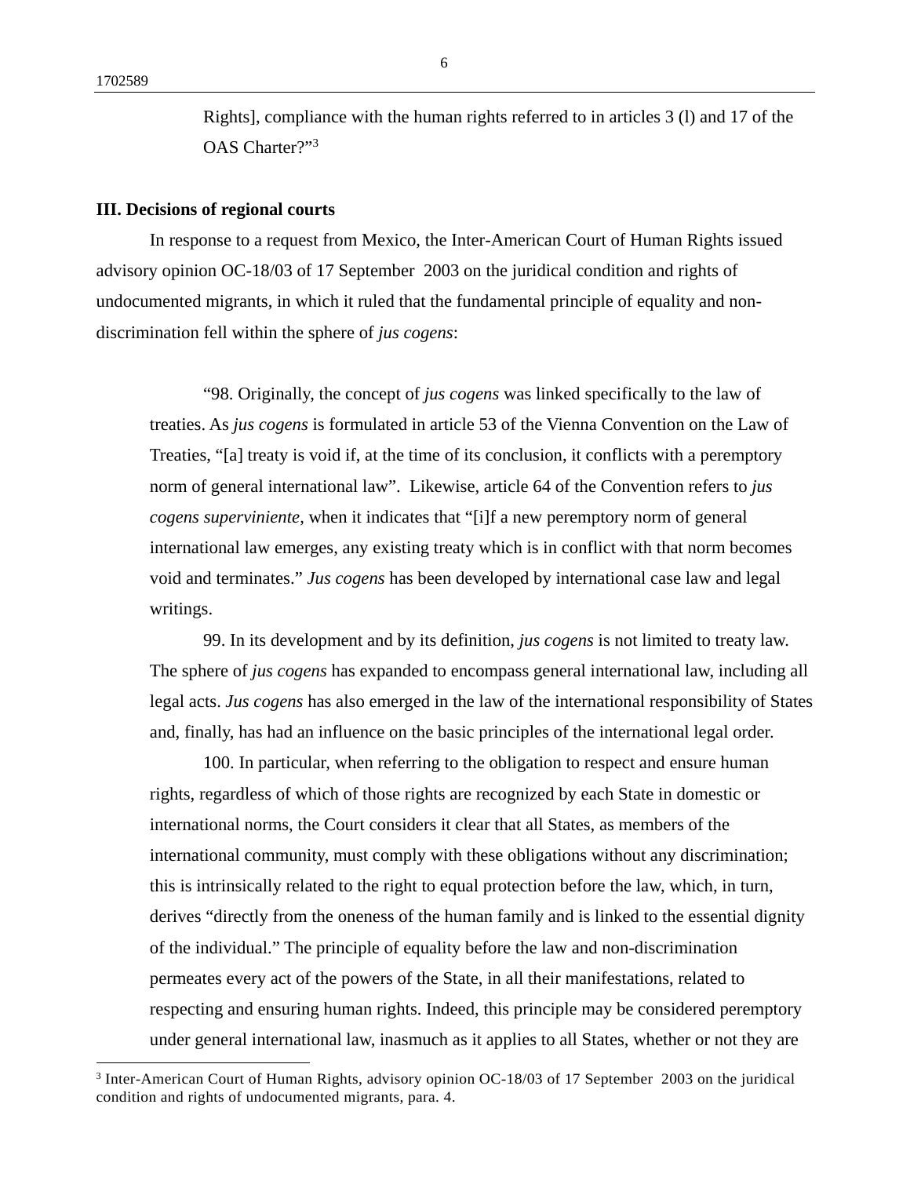Rights], compliance with the human rights referred to in articles 3 (l) and 17 of the OAS Charter?"[3]

**III. Decisions of regional courts**

In response to a request from Mexico, the Inter-American Court of Human Rights issued advisory opinion OC-18/03 of 17 September 2003 on the juridical condition and rights of undocumented migrants, in which it ruled that the fundamental principle of equality and non-discrimination fell within the sphere of *jus cogens*:

> "98. Originally, the concept of *jus cogens* was linked specifically to the law of treaties. As *jus cogens* is formulated in article 53 of the Vienna Convention on the Law of Treaties, "[a] treaty is void if, at the time of its conclusion, it conflicts with a peremptory norm of general international law". Likewise, article 64 of the Convention refers to *jus cogens superviniente*, when it indicates that "[i]f a new peremptory norm of general international law emerges, any existing treaty which is in conflict with that norm becomes void and terminates." *Jus cogens* has been developed by international case law and legal writings.
>
> 99. In its development and by its definition, *jus cogens* is not limited to treaty law. The sphere of *jus cogens* has expanded to encompass general international law, including all legal acts. *Jus cogens* has also emerged in the law of the international responsibility of States and, finally, has had an influence on the basic principles of the international legal order.
>
> 100. In particular, when referring to the obligation to respect and ensure human rights, regardless of which of those rights are recognized by each State in domestic or international norms, the Court considers it clear that all States, as members of the international community, must comply with these obligations without any discrimination; this is intrinsically related to the right to equal protection before the law, which, in turn, derives "directly from the oneness of the human family and is linked to the essential dignity of the individual." The principle of equality before the law and non-discrimination permeates every act of the powers of the State, in all their manifestations, related to respecting and ensuring human rights. Indeed, this principle may be considered peremptory under general international law, inasmuch as it applies to all States, whether or not they are

[3] Inter-American Court of Human Rights, advisory opinion OC-18/03 of 17 September 2003 on the juridical condition and rights of undocumented migrants, para. 4.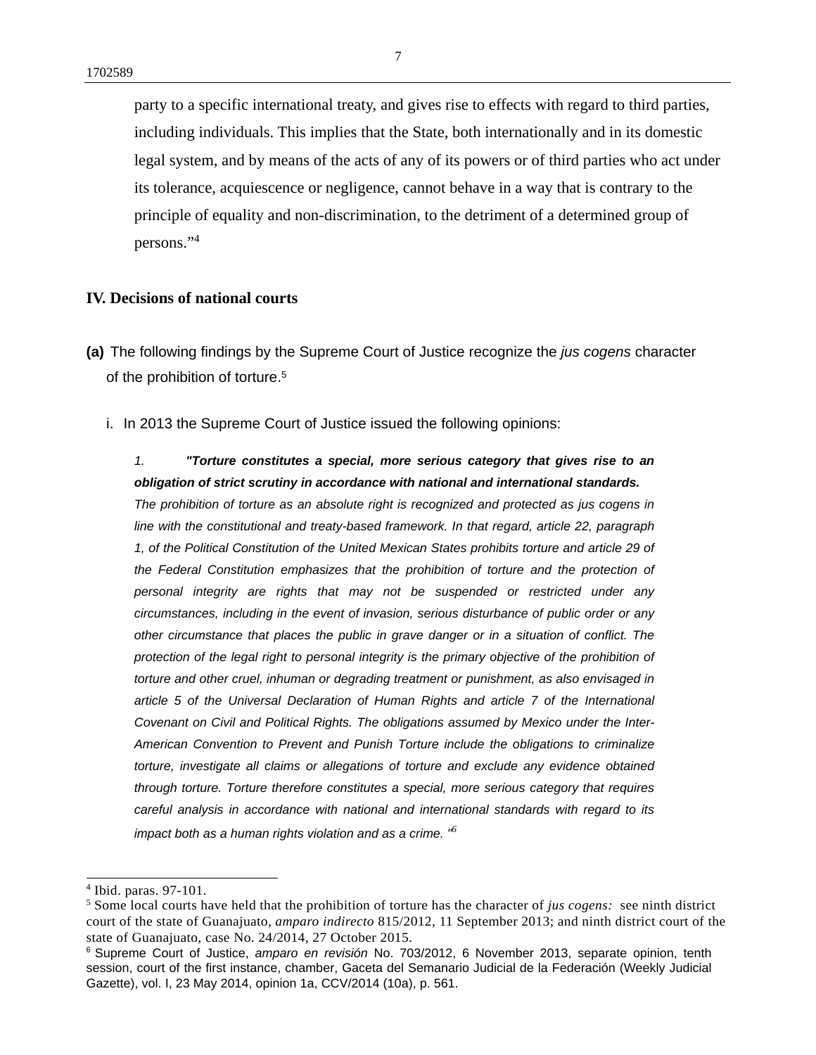party to a specific international treaty, and gives rise to effects with regard to third parties, including individuals. This implies that the State, both internationally and in its domestic legal system, and by means of the acts of any of its powers or of third parties who act under its tolerance, acquiescence or negligence, cannot behave in a way that is contrary to the principle of equality and non-discrimination, to the detriment of a determined group of persons."[4]

## IV. Decisions of national courts

**(a)** The following findings by the Supreme Court of Justice recognize the *jus cogens* character of the prohibition of torture.[5]

i. In 2013 the Supreme Court of Justice issued the following opinions:

*1.* ***"Torture constitutes a special, more serious category that gives rise to an obligation of strict scrutiny in accordance with national and international standards.*** *The prohibition of torture as an absolute right is recognized and protected as jus cogens in line with the constitutional and treaty-based framework. In that regard, article 22, paragraph 1, of the Political Constitution of the United Mexican States prohibits torture and article 29 of the Federal Constitution emphasizes that the prohibition of torture and the protection of personal integrity are rights that may not be suspended or restricted under any circumstances, including in the event of invasion, serious disturbance of public order or any other circumstance that places the public in grave danger or in a situation of conflict. The protection of the legal right to personal integrity is the primary objective of the prohibition of torture and other cruel, inhuman or degrading treatment or punishment, as also envisaged in article 5 of the Universal Declaration of Human Rights and article 7 of the International Covenant on Civil and Political Rights. The obligations assumed by Mexico under the Inter-American Convention to Prevent and Punish Torture include the obligations to criminalize torture, investigate all claims or allegations of torture and exclude any evidence obtained through torture. Torture therefore constitutes a special, more serious category that requires careful analysis in accordance with national and international standards with regard to its impact both as a human rights violation and as a crime."*[6]

---

[4] Ibid. paras. 97-101.

[5] Some local courts have held that the prohibition of torture has the character of *jus cogens:* see ninth district court of the state of Guanajuato, *amparo indirecto* 815/2012, 11 September 2013; and ninth district court of the state of Guanajuato, case No. 24/2014, 27 October 2015.

[6] Supreme Court of Justice, *amparo en revisión* No. 703/2012, 6 November 2013, separate opinion, tenth session, court of the first instance, chamber, Gaceta del Semanario Judicial de la Federación (Weekly Judicial Gazette), vol. I, 23 May 2014, opinion 1a, CCV/2014 (10a), p. 561.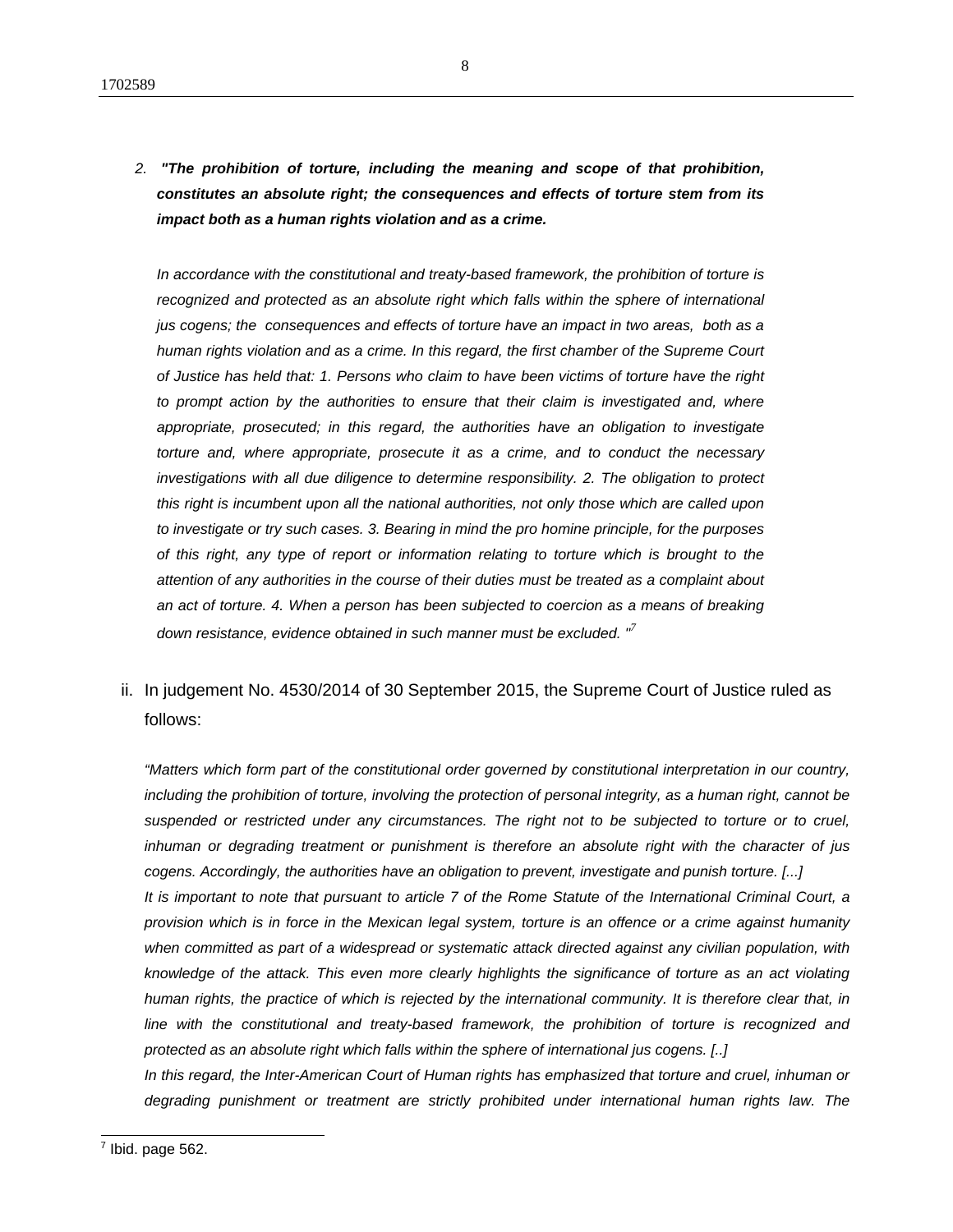2. ***"The prohibition of torture, including the meaning and scope of that prohibition, constitutes an absolute right; the consequences and effects of torture stem from its impact both as a human rights violation and as a crime.***

   *In accordance with the constitutional and treaty-based framework, the prohibition of torture is recognized and protected as an absolute right which falls within the sphere of international jus cogens; the consequences and effects of torture have an impact in two areas, both as a human rights violation and as a crime. In this regard, the first chamber of the Supreme Court of Justice has held that: 1. Persons who claim to have been victims of torture have the right to prompt action by the authorities to ensure that their claim is investigated and, where appropriate, prosecuted; in this regard, the authorities have an obligation to investigate torture and, where appropriate, prosecute it as a crime, and to conduct the necessary investigations with all due diligence to determine responsibility. 2. The obligation to protect this right is incumbent upon all the national authorities, not only those which are called upon to investigate or try such cases. 3. Bearing in mind the pro homine principle, for the purposes of this right, any type of report or information relating to torture which is brought to the attention of any authorities in the course of their duties must be treated as a complaint about an act of torture. 4. When a person has been subjected to coercion as a means of breaking down resistance, evidence obtained in such manner must be excluded. "*[7]

ii. In judgement No. 4530/2014 of 30 September 2015, the Supreme Court of Justice ruled as follows:

*"Matters which form part of the constitutional order governed by constitutional interpretation in our country, including the prohibition of torture, involving the protection of personal integrity, as a human right, cannot be suspended or restricted under any circumstances. The right not to be subjected to torture or to cruel, inhuman or degrading treatment or punishment is therefore an absolute right with the character of jus cogens. Accordingly, the authorities have an obligation to prevent, investigate and punish torture. [...]*

*It is important to note that pursuant to article 7 of the Rome Statute of the International Criminal Court, a provision which is in force in the Mexican legal system, torture is an offence or a crime against humanity when committed as part of a widespread or systematic attack directed against any civilian population, with knowledge of the attack. This even more clearly highlights the significance of torture as an act violating human rights, the practice of which is rejected by the international community. It is therefore clear that, in line with the constitutional and treaty-based framework, the prohibition of torture is recognized and protected as an absolute right which falls within the sphere of international jus cogens. [..]*

*In this regard, the Inter-American Court of Human rights has emphasized that torture and cruel, inhuman or degrading punishment or treatment are strictly prohibited under international human rights law. The*

[7] Ibid. page 562.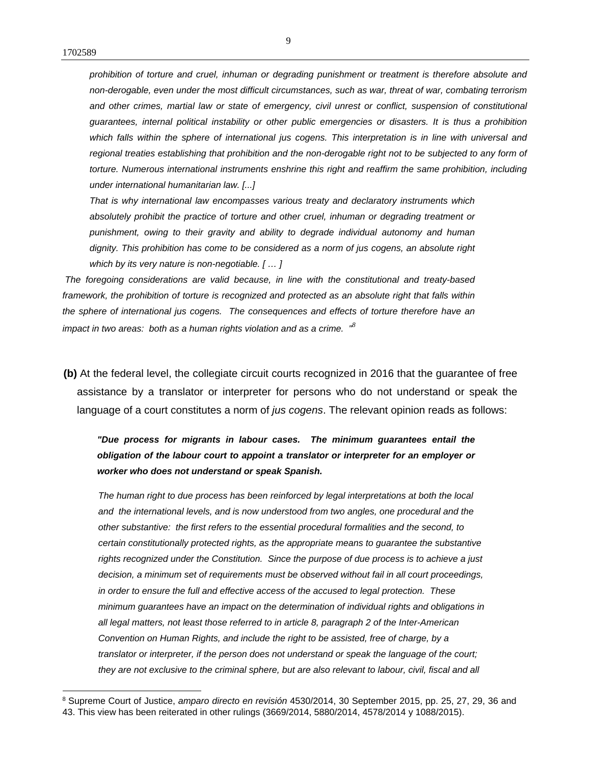*prohibition of torture and cruel, inhuman or degrading punishment or treatment is therefore absolute and non-derogable, even under the most difficult circumstances, such as war, threat of war, combating terrorism and other crimes, martial law or state of emergency, civil unrest or conflict, suspension of constitutional guarantees, internal political instability or other public emergencies or disasters. It is thus a prohibition which falls within the sphere of international jus cogens. This interpretation is in line with universal and regional treaties establishing that prohibition and the non-derogable right not to be subjected to any form of torture. Numerous international instruments enshrine this right and reaffirm the same prohibition, including under international humanitarian law. [...]*

*That is why international law encompasses various treaty and declaratory instruments which absolutely prohibit the practice of torture and other cruel, inhuman or degrading treatment or punishment, owing to their gravity and ability to degrade individual autonomy and human dignity. This prohibition has come to be considered as a norm of jus cogens, an absolute right which by its very nature is non-negotiable. [ … ]*

*The foregoing considerations are valid because, in line with the constitutional and treaty-based framework, the prohibition of torture is recognized and protected as an absolute right that falls within the sphere of international jus cogens. The consequences and effects of torture therefore have an impact in two areas: both as a human rights violation and as a crime."*[8]

**(b)** At the federal level, the collegiate circuit courts recognized in 2016 that the guarantee of free assistance by a translator or interpreter for persons who do not understand or speak the language of a court constitutes a norm of *jus cogens*. The relevant opinion reads as follows:

***"Due process for migrants in labour cases. The minimum guarantees entail the obligation of the labour court to appoint a translator or interpreter for an employer or worker who does not understand or speak Spanish.***

*The human right to due process has been reinforced by legal interpretations at both the local and the international levels, and is now understood from two angles, one procedural and the other substantive: the first refers to the essential procedural formalities and the second, to certain constitutionally protected rights, as the appropriate means to guarantee the substantive rights recognized under the Constitution. Since the purpose of due process is to achieve a just decision, a minimum set of requirements must be observed without fail in all court proceedings, in order to ensure the full and effective access of the accused to legal protection. These minimum guarantees have an impact on the determination of individual rights and obligations in all legal matters, not least those referred to in article 8, paragraph 2 of the Inter-American Convention on Human Rights, and include the right to be assisted, free of charge, by a translator or interpreter, if the person does not understand or speak the language of the court; they are not exclusive to the criminal sphere, but are also relevant to labour, civil, fiscal and all*

---

[8] Supreme Court of Justice, *amparo directo en revisión* 4530/2014, 30 September 2015, pp. 25, 27, 29, 36 and 43. This view has been reiterated in other rulings (3669/2014, 5880/2014, 4578/2014 y 1088/2015).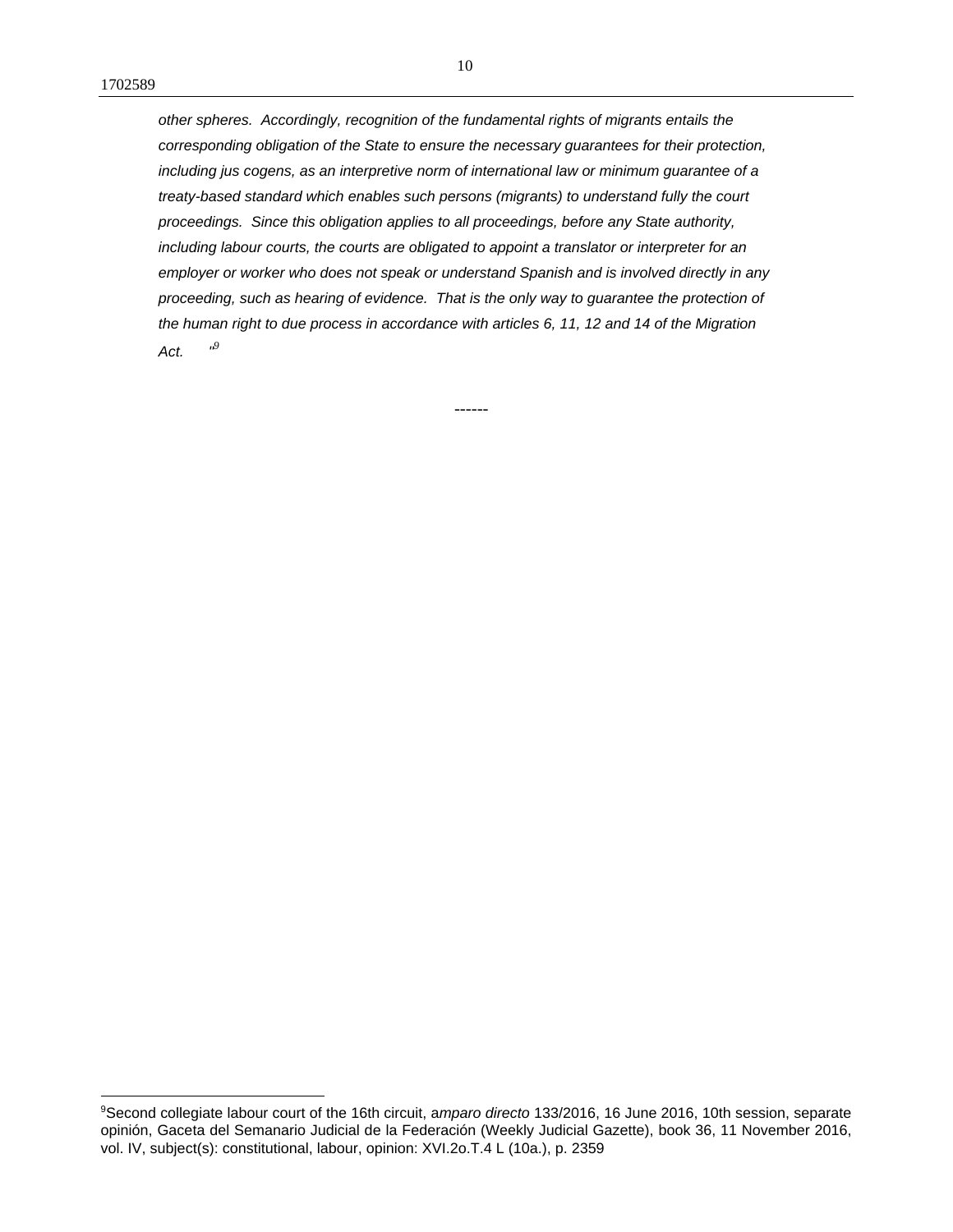*other spheres. Accordingly, recognition of the fundamental rights of migrants entails the corresponding obligation of the State to ensure the necessary guarantees for their protection, including jus cogens, as an interpretive norm of international law or minimum guarantee of a treaty-based standard which enables such persons (migrants) to understand fully the court proceedings. Since this obligation applies to all proceedings, before any State authority, including labour courts, the courts are obligated to appoint a translator or interpreter for an employer or worker who does not speak or understand Spanish and is involved directly in any proceeding, such as hearing of evidence. That is the only way to guarantee the protection of the human right to due process in accordance with articles 6, 11, 12 and 14 of the Migration Act."*[9]

------

[9] Second collegiate labour court of the 16th circuit, *amparo directo* 133/2016, 16 June 2016, 10th session, separate opinión, Gaceta del Semanario Judicial de la Federación (Weekly Judicial Gazette), book 36, 11 November 2016, vol. IV, subject(s): constitutional, labour, opinion: XVI.2o.T.4 L (10a.), p. 2359